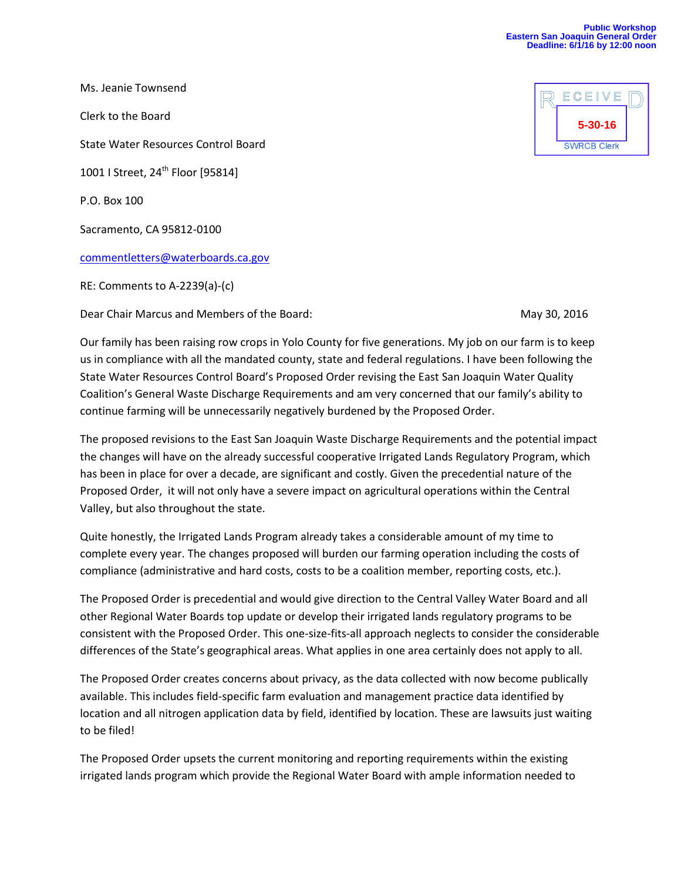Public Workshop
Eastern San Joaquin General Order
Deadline: 6/1/16 by 12:00 noon

RECEIVED
5-30-16
SWRCB Clerk

Ms. Jeanie Townsend

Clerk to the Board

State Water Resources Control Board

1001 I Street, 24th Floor [95814]

P.O. Box 100

Sacramento, CA 95812-0100

commentletters@waterboards.ca.gov

RE: Comments to A-2239(a)-(c)

Dear Chair Marcus and Members of the Board: May 30, 2016

Our family has been raising row crops in Yolo County for five generations. My job on our farm is to keep us in compliance with all the mandated county, state and federal regulations. I have been following the State Water Resources Control Board's Proposed Order revising the East San Joaquin Water Quality Coalition's General Waste Discharge Requirements and am very concerned that our family's ability to continue farming will be unnecessarily negatively burdened by the Proposed Order.

The proposed revisions to the East San Joaquin Waste Discharge Requirements and the potential impact the changes will have on the already successful cooperative Irrigated Lands Regulatory Program, which has been in place for over a decade, are significant and costly. Given the precedential nature of the Proposed Order, it will not only have a severe impact on agricultural operations within the Central Valley, but also throughout the state.

Quite honestly, the Irrigated Lands Program already takes a considerable amount of my time to complete every year. The changes proposed will burden our farming operation including the costs of compliance (administrative and hard costs, costs to be a coalition member, reporting costs, etc.).

The Proposed Order is precedential and would give direction to the Central Valley Water Board and all other Regional Water Boards top update or develop their irrigated lands regulatory programs to be consistent with the Proposed Order. This one-size-fits-all approach neglects to consider the considerable differences of the State's geographical areas. What applies in one area certainly does not apply to all.

The Proposed Order creates concerns about privacy, as the data collected with now become publically available. This includes field-specific farm evaluation and management practice data identified by location and all nitrogen application data by field, identified by location. These are lawsuits just waiting to be filed!

The Proposed Order upsets the current monitoring and reporting requirements within the existing irrigated lands program which provide the Regional Water Board with ample information needed to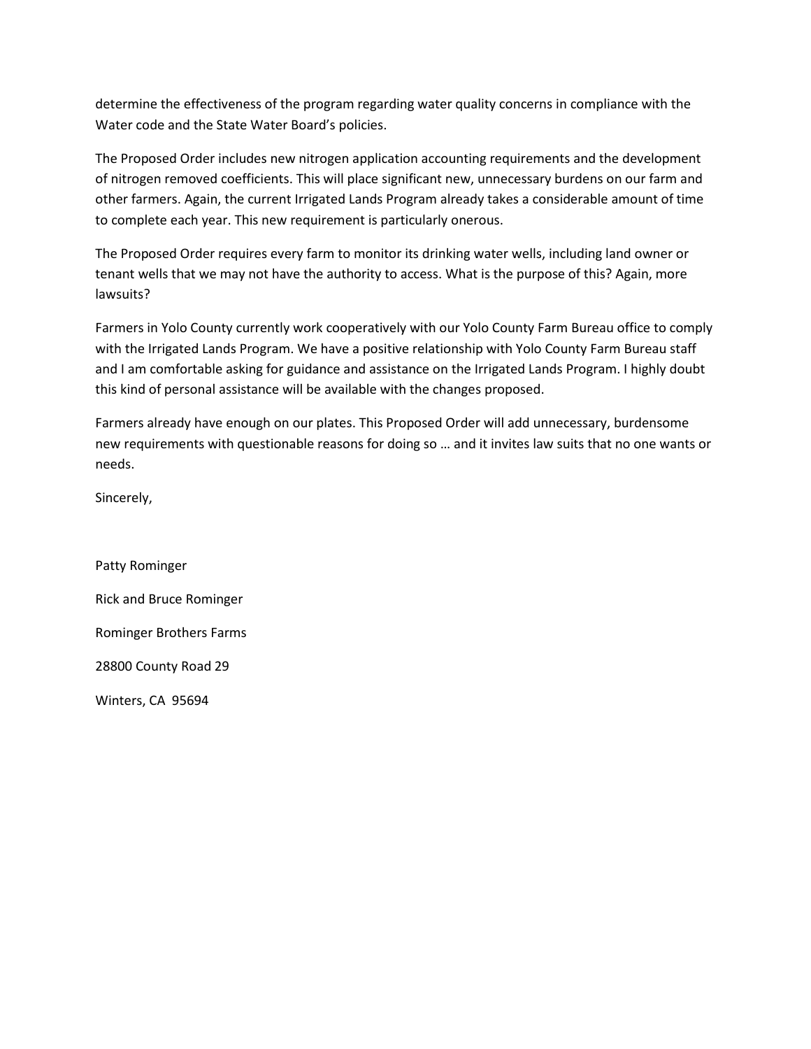determine the effectiveness of the program regarding water quality concerns in compliance with the Water code and the State Water Board's policies.

The Proposed Order includes new nitrogen application accounting requirements and the development of nitrogen removed coefficients. This will place significant new, unnecessary burdens on our farm and other farmers. Again, the current Irrigated Lands Program already takes a considerable amount of time to complete each year. This new requirement is particularly onerous.

The Proposed Order requires every farm to monitor its drinking water wells, including land owner or tenant wells that we may not have the authority to access. What is the purpose of this? Again, more lawsuits?

Farmers in Yolo County currently work cooperatively with our Yolo County Farm Bureau office to comply with the Irrigated Lands Program. We have a positive relationship with Yolo County Farm Bureau staff and I am comfortable asking for guidance and assistance on the Irrigated Lands Program. I highly doubt this kind of personal assistance will be available with the changes proposed.

Farmers already have enough on our plates. This Proposed Order will add unnecessary, burdensome new requirements with questionable reasons for doing so … and it invites law suits that no one wants or needs.

Sincerely,

Patty Rominger

Rick and Bruce Rominger

Rominger Brothers Farms

28800 County Road 29

Winters, CA 95694